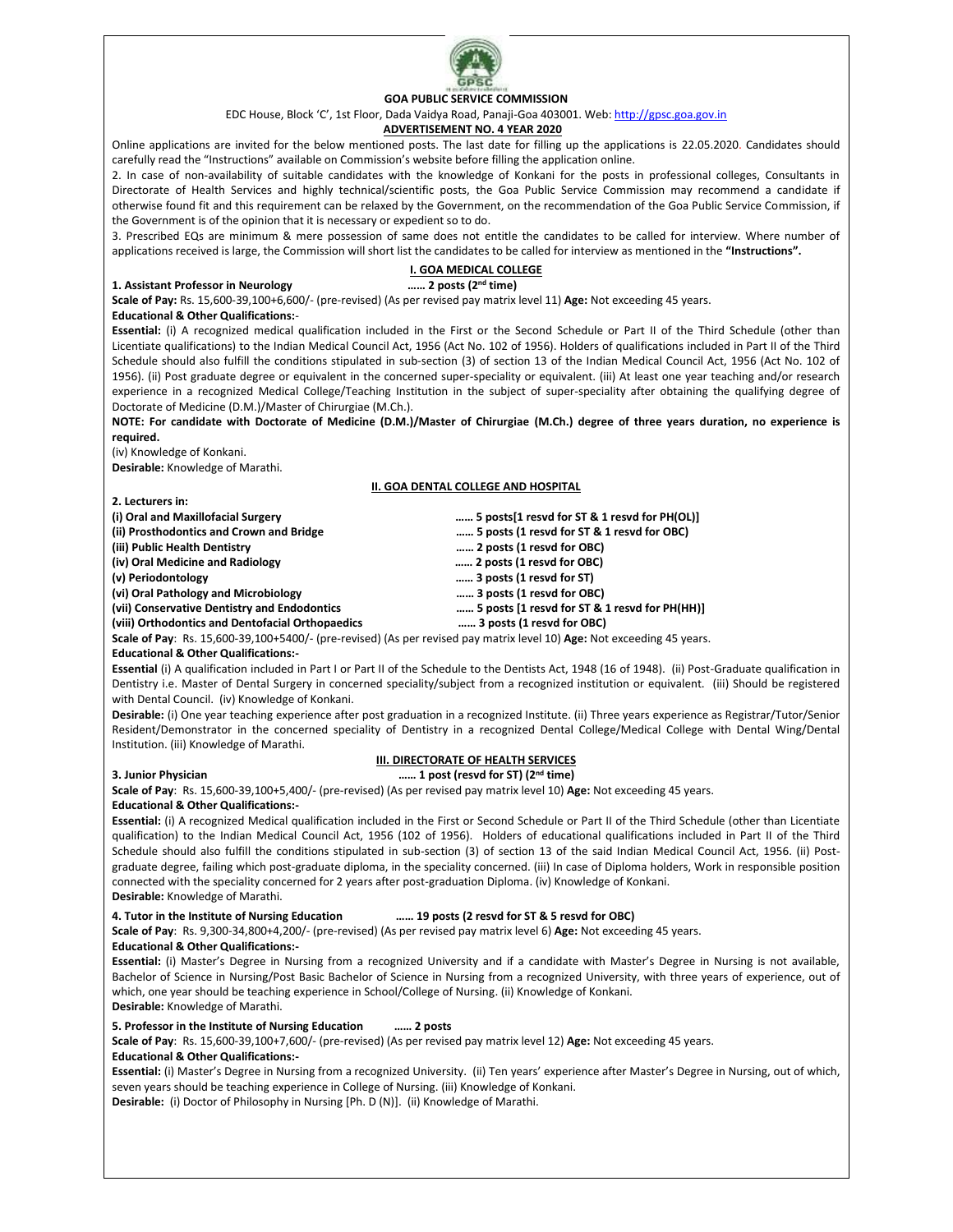# GOA PUBLIC SERVICE COMMISSION

EDC House, Block 'C', 1st Floor, Dada Vaidya Road, Panaji-Goa 403001. Web: http://gpsc.goa.gov.in

**ADVERTISEMENT NO. 4 YEAR 2020**

Online applications are invited for the below mentioned posts. The last date for filling up the applications is 22.05.2020. Candidates should carefully read the "Instructions" available on Commission's website before filling the application online.

2. In case of non-availability of suitable candidates with the knowledge of Konkani for the posts in professional colleges, Consultants in Directorate of Health Services and highly technical/scientific posts, the Goa Public Service Commission may recommend a candidate if otherwise found fit and this requirement can be relaxed by the Government, on the recommendation of the Goa Public Service Commission, if the Government is of the opinion that it is necessary or expedient so to do.

3. Prescribed EQs are minimum & mere possession of same does not entitle the candidates to be called for interview. Where number of applications received is large, the Commission will short list the candidates to be called for interview as mentioned in the **"Instructions".**

## I. GOA MEDICAL COLLEGE

**1. Assistant Professor in Neurology …… 2 posts (2nd time)**

**Scale of Pay:** Rs. 15,600-39,100+6,600/- (pre-revised) (As per revised pay matrix level 11) **Age:** Not exceeding 45 years.

**Educational & Other Qualifications:**-

**Essential:** (i) A recognized medical qualification included in the First or the Second Schedule or Part II of the Third Schedule (other than Licentiate qualifications) to the Indian Medical Council Act, 1956 (Act No. 102 of 1956). Holders of qualifications included in Part II of the Third Schedule should also fulfill the conditions stipulated in sub-section (3) of section 13 of the Indian Medical Council Act, 1956 (Act No. 102 of 1956). (ii) Post graduate degree or equivalent in the concerned super-speciality or equivalent. (iii) At least one year teaching and/or research experience in a recognized Medical College/Teaching Institution in the subject of super-speciality after obtaining the qualifying degree of Doctorate of Medicine (D.M.)/Master of Chirurgiae (M.Ch.).

**NOTE: For candidate with Doctorate of Medicine (D.M.)/Master of Chirurgiae (M.Ch.) degree of three years duration, no experience is required.**

(iv) Knowledge of Konkani.

**Desirable:** Knowledge of Marathi.

## II. GOA DENTAL COLLEGE AND HOSPITAL

**2. Lecturers in:**

- **(i) Oral and Maxillofacial Surgery …… 5 posts[1 resvd for ST & 1 resvd for PH(OL)]**
- **(ii) Prosthodontics and Crown and Bridge …… 5 posts (1 resvd for ST & 1 resvd for OBC)**
- **(iii) Public Health Dentistry …… 2 posts (1 resvd for OBC)**
- **(iv) Oral Medicine and Radiology …… 2 posts (1 resvd for OBC)**
- **(v) Periodontology …… 3 posts (1 resvd for ST)**
- **(vi) Oral Pathology and Microbiology …… 3 posts (1 resvd for OBC)**
- **(vii) Conservative Dentistry and Endodontics …… 5 posts [1 resvd for ST & 1 resvd for PH(HH)]**
- **(viii) Orthodontics and Dentofacial Orthopaedics …… 3 posts (1 resvd for OBC)**

**Scale of Pay**: Rs. 15,600-39,100+5400/- (pre-revised) (As per revised pay matrix level 10) **Age:** Not exceeding 45 years.

**Educational & Other Qualifications:-**

**Essential** (i) A qualification included in Part I or Part II of the Schedule to the Dentists Act, 1948 (16 of 1948). (ii) Post-Graduate qualification in Dentistry i.e. Master of Dental Surgery in concerned speciality/subject from a recognized institution or equivalent. (iii) Should be registered with Dental Council. (iv) Knowledge of Konkani.

**Desirable:** (i) One year teaching experience after post graduation in a recognized Institute. (ii) Three years experience as Registrar/Tutor/Senior Resident/Demonstrator in the concerned speciality of Dentistry in a recognized Dental College/Medical College with Dental Wing/Dental Institution. (iii) Knowledge of Marathi.

## III. DIRECTORATE OF HEALTH SERVICES

**3. Junior Physician …… 1 post (resvd for ST) (2nd time)**

**Scale of Pay**: Rs. 15,600-39,100+5,400/- (pre-revised) (As per revised pay matrix level 10) **Age:** Not exceeding 45 years.

**Educational & Other Qualifications:-**

**Essential:** (i) A recognized Medical qualification included in the First or Second Schedule or Part II of the Third Schedule (other than Licentiate qualification) to the Indian Medical Council Act, 1956 (102 of 1956). Holders of educational qualifications included in Part II of the Third Schedule should also fulfill the conditions stipulated in sub-section (3) of section 13 of the said Indian Medical Council Act, 1956. (ii) Post-graduate degree, failing which post-graduate diploma, in the speciality concerned. (iii) In case of Diploma holders, Work in responsible position connected with the speciality concerned for 2 years after post-graduation Diploma. (iv) Knowledge of Konkani.

**Desirable:** Knowledge of Marathi.

**4. Tutor in the Institute of Nursing Education …… 19 posts (2 resvd for ST & 5 resvd for OBC)**

**Scale of Pay**: Rs. 9,300-34,800+4,200/- (pre-revised) (As per revised pay matrix level 6) **Age:** Not exceeding 45 years.

**Educational & Other Qualifications:-**

**Essential:** (i) Master's Degree in Nursing from a recognized University and if a candidate with Master's Degree in Nursing is not available, Bachelor of Science in Nursing/Post Basic Bachelor of Science in Nursing from a recognized University, with three years of experience, out of which, one year should be teaching experience in School/College of Nursing. (ii) Knowledge of Konkani.

**Desirable:** Knowledge of Marathi.

**5. Professor in the Institute of Nursing Education …… 2 posts**

**Scale of Pay**: Rs. 15,600-39,100+7,600/- (pre-revised) (As per revised pay matrix level 12) **Age:** Not exceeding 45 years.

**Educational & Other Qualifications:-**

**Essential:** (i) Master's Degree in Nursing from a recognized University. (ii) Ten years' experience after Master's Degree in Nursing, out of which, seven years should be teaching experience in College of Nursing. (iii) Knowledge of Konkani.

**Desirable:** (i) Doctor of Philosophy in Nursing [Ph. D (N)]. (ii) Knowledge of Marathi.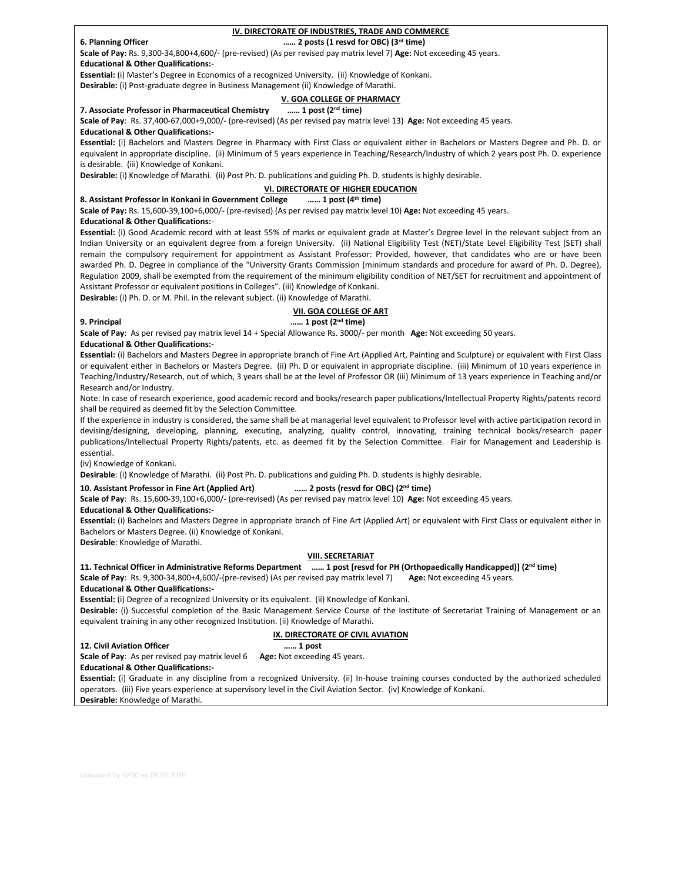## IV. DIRECTORATE OF INDUSTRIES, TRADE AND COMMERCE

**6. Planning Officer …… 2 posts (1 resvd for OBC) (3rd time)**

**Scale of Pay:** Rs. 9,300-34,800+4,600/- (pre-revised) (As per revised pay matrix level 7) **Age:** Not exceeding 45 years.

**Educational & Other Qualifications:**-

**Essential:** (i) Master's Degree in Economics of a recognized University. (ii) Knowledge of Konkani.

**Desirable:** (i) Post-graduate degree in Business Management (ii) Knowledge of Marathi.

## V. GOA COLLEGE OF PHARMACY

**7. Associate Professor in Pharmaceutical Chemistry …… 1 post (2nd time)**

**Scale of Pay**: Rs. 37,400-67,000+9,000/- (pre-revised) (As per revised pay matrix level 13) **Age:** Not exceeding 45 years.

**Educational & Other Qualifications:-**

**Essential:** (i) Bachelors and Masters Degree in Pharmacy with First Class or equivalent either in Bachelors or Masters Degree and Ph. D. or equivalent in appropriate discipline. (ii) Minimum of 5 years experience in Teaching/Research/Industry of which 2 years post Ph. D. experience is desirable. (iii) Knowledge of Konkani.

**Desirable:** (i) Knowledge of Marathi. (ii) Post Ph. D. publications and guiding Ph. D. students is highly desirable.

## VI. DIRECTORATE OF HIGHER EDUCATION

**8. Assistant Professor in Konkani in Government College …… 1 post (4th time)**

**Scale of Pay:** Rs. 15,600-39,100+6,000/- (pre-revised) (As per revised pay matrix level 10) **Age:** Not exceeding 45 years.

**Educational & Other Qualifications:**-

**Essential:** (i) Good Academic record with at least 55% of marks or equivalent grade at Master's Degree level in the relevant subject from an Indian University or an equivalent degree from a foreign University. (ii) National Eligibility Test (NET)/State Level Eligibility Test (SET) shall remain the compulsory requirement for appointment as Assistant Professor: Provided, however, that candidates who are or have been awarded Ph. D. Degree in compliance of the "University Grants Commission (minimum standards and procedure for award of Ph. D. Degree), Regulation 2009, shall be exempted from the requirement of the minimum eligibility condition of NET/SET for recruitment and appointment of Assistant Professor or equivalent positions in Colleges". (iii) Knowledge of Konkani.

**Desirable:** (i) Ph. D. or M. Phil. in the relevant subject. (ii) Knowledge of Marathi.

## VII. GOA COLLEGE OF ART

**9. Principal …… 1 post (2nd time)**

**Scale of Pay**: As per revised pay matrix level 14 + Special Allowance Rs. 3000/- per month **Age:** Not exceeding 50 years.

**Educational & Other Qualifications:-**

**Essential:** (i) Bachelors and Masters Degree in appropriate branch of Fine Art (Applied Art, Painting and Sculpture) or equivalent with First Class or equivalent either in Bachelors or Masters Degree. (ii) Ph. D or equivalent in appropriate discipline. (iii) Minimum of 10 years experience in Teaching/Industry/Research, out of which, 3 years shall be at the level of Professor OR (iii) Minimum of 13 years experience in Teaching and/or Research and/or Industry.

Note: In case of research experience, good academic record and books/research paper publications/Intellectual Property Rights/patents record shall be required as deemed fit by the Selection Committee.

If the experience in industry is considered, the same shall be at managerial level equivalent to Professor level with active participation record in devising/designing, developing, planning, executing, analyzing, quality control, innovating, training technical books/research paper publications/Intellectual Property Rights/patents, etc. as deemed fit by the Selection Committee. Flair for Management and Leadership is essential.

(iv) Knowledge of Konkani.

**Desirable**: (i) Knowledge of Marathi. (ii) Post Ph. D. publications and guiding Ph. D. students is highly desirable.

**10. Assistant Professor in Fine Art (Applied Art) …… 2 posts (resvd for OBC) (2nd time)**

**Scale of Pay**: Rs. 15,600-39,100+6,000/- (pre-revised) (As per revised pay matrix level 10) **Age:** Not exceeding 45 years.

**Educational & Other Qualifications:-**

**Essential:** (i) Bachelors and Masters Degree in appropriate branch of Fine Art (Applied Art) or equivalent with First Class or equivalent either in Bachelors or Masters Degree. (ii) Knowledge of Konkani.

**Desirable**: Knowledge of Marathi.

## VIII. SECRETARIAT

**11. Technical Officer in Administrative Reforms Department …… 1 post [resvd for PH (Orthopaedically Handicapped)] (2nd time)**

**Scale of Pay**: Rs. 9,300-34,800+4,600/-(pre-revised) (As per revised pay matrix level 7) **Age:** Not exceeding 45 years.

**Educational & Other Qualifications:-**

**Essential:** (i) Degree of a recognized University or its equivalent. (ii) Knowledge of Konkani.

**Desirable:** (i) Successful completion of the Basic Management Service Course of the Institute of Secretariat Training of Management or an equivalent training in any other recognized Institution. (ii) Knowledge of Marathi.

## IX. DIRECTORATE OF CIVIL AVIATION

**12. Civil Aviation Officer …… 1 post**

**Scale of Pay**: As per revised pay matrix level 6 **Age:** Not exceeding 45 years.

**Educational & Other Qualifications:-**

**Essential:** (i) Graduate in any discipline from a recognized University. (ii) In-house training courses conducted by the authorized scheduled operators. (iii) Five years experience at supervisory level in the Civil Aviation Sector. (iv) Knowledge of Konkani.

**Desirable:** Knowledge of Marathi.